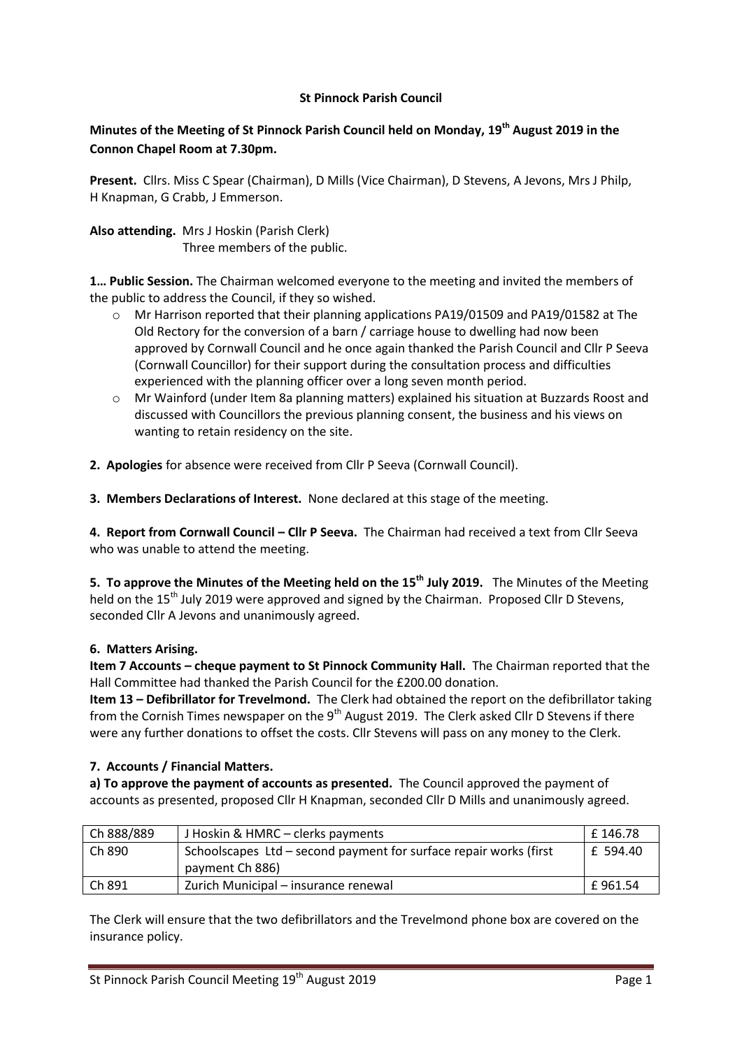**St Pinnock Parish Council**

**Minutes of the Meeting of St Pinnock Parish Council held on Monday, 19th August 2019 in the Connon Chapel Room at 7.30pm.**

**Present.** Cllrs. Miss C Spear (Chairman), D Mills (Vice Chairman), D Stevens, A Jevons, Mrs J Philp, H Knapman, G Crabb, J Emmerson.

**Also attending.** Mrs J Hoskin (Parish Clerk)
Three members of the public.

**1… Public Session.** The Chairman welcomed everyone to the meeting and invited the members of the public to address the Council, if they so wished.

- Mr Harrison reported that their planning applications PA19/01509 and PA19/01582 at The Old Rectory for the conversion of a barn / carriage house to dwelling had now been approved by Cornwall Council and he once again thanked the Parish Council and Cllr P Seeva (Cornwall Councillor) for their support during the consultation process and difficulties experienced with the planning officer over a long seven month period.
- Mr Wainford (under Item 8a planning matters) explained his situation at Buzzards Roost and discussed with Councillors the previous planning consent, the business and his views on wanting to retain residency on the site.

**2. Apologies** for absence were received from Cllr P Seeva (Cornwall Council).

**3. Members Declarations of Interest.** None declared at this stage of the meeting.

**4. Report from Cornwall Council – Cllr P Seeva.** The Chairman had received a text from Cllr Seeva who was unable to attend the meeting.

**5. To approve the Minutes of the Meeting held on the 15th July 2019.** The Minutes of the Meeting held on the 15th July 2019 were approved and signed by the Chairman. Proposed Cllr D Stevens, seconded Cllr A Jevons and unanimously agreed.

**6. Matters Arising.**

**Item 7 Accounts – cheque payment to St Pinnock Community Hall.** The Chairman reported that the Hall Committee had thanked the Parish Council for the £200.00 donation.

**Item 13 – Defibrillator for Trevelmond.** The Clerk had obtained the report on the defibrillator taking from the Cornish Times newspaper on the 9th August 2019. The Clerk asked Cllr D Stevens if there were any further donations to offset the costs. Cllr Stevens will pass on any money to the Clerk.

**7. Accounts / Financial Matters.**

**a) To approve the payment of accounts as presented.** The Council approved the payment of accounts as presented, proposed Cllr H Knapman, seconded Cllr D Mills and unanimously agreed.

| Ch 888/889 | J Hoskin & HMRC – clerks payments | £ 146.78 |
|---|---|---|
| Ch 890 | Schoolscapes Ltd – second payment for surface repair works (first payment Ch 886) | £ 594.40 |
| Ch 891 | Zurich Municipal – insurance renewal | £ 961.54 |

The Clerk will ensure that the two defibrillators and the Trevelmond phone box are covered on the insurance policy.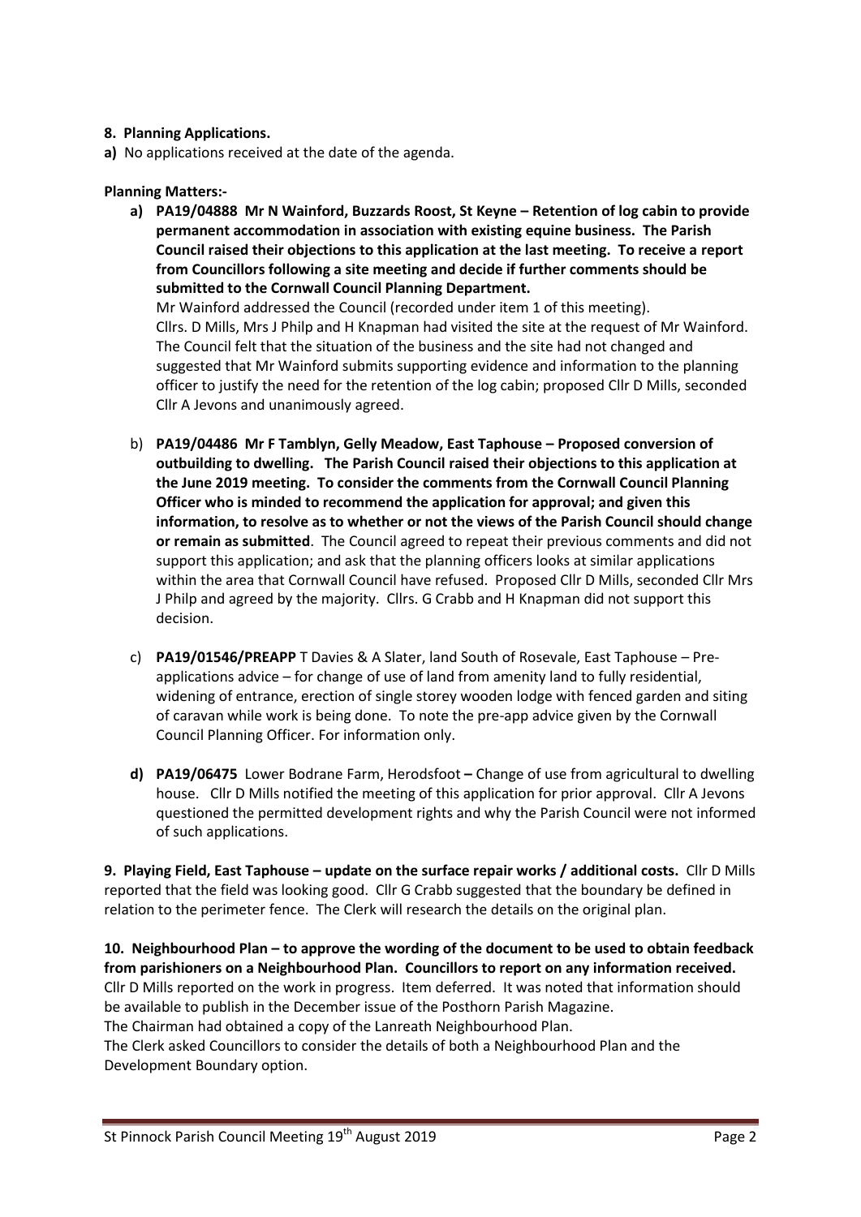**8. Planning Applications.**

**a)** No applications received at the date of the agenda.

**Planning Matters:-**

**a) PA19/04888 Mr N Wainford, Buzzards Roost, St Keyne – Retention of log cabin to provide permanent accommodation in association with existing equine business. The Parish Council raised their objections to this application at the last meeting. To receive a report from Councillors following a site meeting and decide if further comments should be submitted to the Cornwall Council Planning Department.**
Mr Wainford addressed the Council (recorded under item 1 of this meeting).
Cllrs. D Mills, Mrs J Philp and H Knapman had visited the site at the request of Mr Wainford. The Council felt that the situation of the business and the site had not changed and suggested that Mr Wainford submits supporting evidence and information to the planning officer to justify the need for the retention of the log cabin; proposed Cllr D Mills, seconded Cllr A Jevons and unanimously agreed.

b) **PA19/04486 Mr F Tamblyn, Gelly Meadow, East Taphouse – Proposed conversion of outbuilding to dwelling. The Parish Council raised their objections to this application at the June 2019 meeting. To consider the comments from the Cornwall Council Planning Officer who is minded to recommend the application for approval; and given this information, to resolve as to whether or not the views of the Parish Council should change or remain as submitted**. The Council agreed to repeat their previous comments and did not support this application; and ask that the planning officers looks at similar applications within the area that Cornwall Council have refused. Proposed Cllr D Mills, seconded Cllr Mrs J Philp and agreed by the majority. Cllrs. G Crabb and H Knapman did not support this decision.

c) **PA19/01546/PREAPP** T Davies & A Slater, land South of Rosevale, East Taphouse – Pre-applications advice – for change of use of land from amenity land to fully residential, widening of entrance, erection of single storey wooden lodge with fenced garden and siting of caravan while work is being done. To note the pre-app advice given by the Cornwall Council Planning Officer. For information only.

**d) PA19/06475** Lower Bodrane Farm, Herodsfoot **–** Change of use from agricultural to dwelling house. Cllr D Mills notified the meeting of this application for prior approval. Cllr A Jevons questioned the permitted development rights and why the Parish Council were not informed of such applications.

**9. Playing Field, East Taphouse – update on the surface repair works / additional costs.** Cllr D Mills reported that the field was looking good. Cllr G Crabb suggested that the boundary be defined in relation to the perimeter fence. The Clerk will research the details on the original plan.

**10. Neighbourhood Plan – to approve the wording of the document to be used to obtain feedback from parishioners on a Neighbourhood Plan. Councillors to report on any information received.**
Cllr D Mills reported on the work in progress. Item deferred. It was noted that information should be available to publish in the December issue of the Posthorn Parish Magazine.
The Chairman had obtained a copy of the Lanreath Neighbourhood Plan.
The Clerk asked Councillors to consider the details of both a Neighbourhood Plan and the Development Boundary option.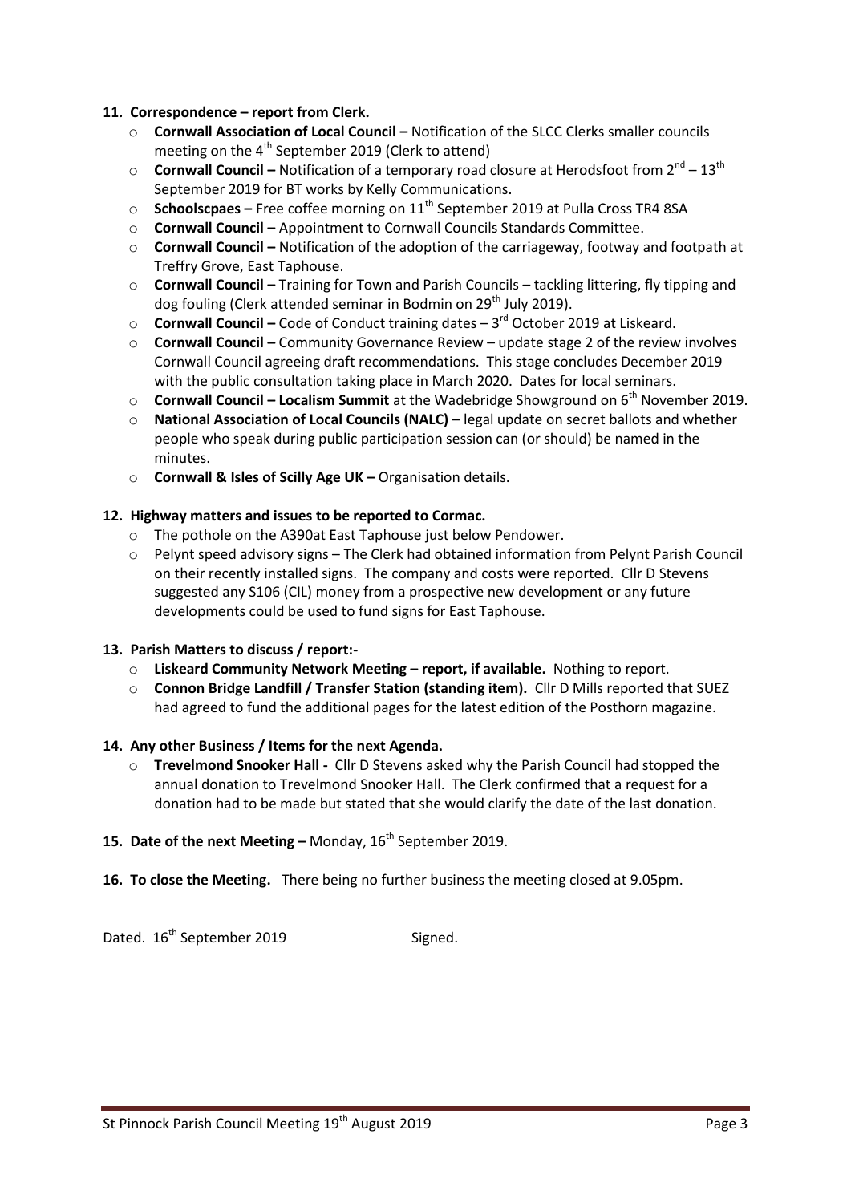**11. Correspondence – report from Clerk.**

- **Cornwall Association of Local Council –** Notification of the SLCC Clerks smaller councils meeting on the 4th September 2019 (Clerk to attend)
- **Cornwall Council –** Notification of a temporary road closure at Herodsfoot from 2nd – 13th September 2019 for BT works by Kelly Communications.
- **Schoolscpaes –** Free coffee morning on 11th September 2019 at Pulla Cross TR4 8SA
- **Cornwall Council –** Appointment to Cornwall Councils Standards Committee.
- **Cornwall Council –** Notification of the adoption of the carriageway, footway and footpath at Treffry Grove, East Taphouse.
- **Cornwall Council –** Training for Town and Parish Councils – tackling littering, fly tipping and dog fouling (Clerk attended seminar in Bodmin on 29th July 2019).
- **Cornwall Council –** Code of Conduct training dates – 3rd October 2019 at Liskeard.
- **Cornwall Council –** Community Governance Review – update stage 2 of the review involves Cornwall Council agreeing draft recommendations. This stage concludes December 2019 with the public consultation taking place in March 2020. Dates for local seminars.
- **Cornwall Council – Localism Summit** at the Wadebridge Showground on 6th November 2019.
- **National Association of Local Councils (NALC)** – legal update on secret ballots and whether people who speak during public participation session can (or should) be named in the minutes.
- **Cornwall & Isles of Scilly Age UK –** Organisation details.

**12. Highway matters and issues to be reported to Cormac.**

- The pothole on the A390at East Taphouse just below Pendower.
- Pelynt speed advisory signs – The Clerk had obtained information from Pelynt Parish Council on their recently installed signs. The company and costs were reported. Cllr D Stevens suggested any S106 (CIL) money from a prospective new development or any future developments could be used to fund signs for East Taphouse.

**13. Parish Matters to discuss / report:-**

- **Liskeard Community Network Meeting – report, if available.** Nothing to report.
- **Connon Bridge Landfill / Transfer Station (standing item).** Cllr D Mills reported that SUEZ had agreed to fund the additional pages for the latest edition of the Posthorn magazine.

**14. Any other Business / Items for the next Agenda.**

- **Trevelmond Snooker Hall -** Cllr D Stevens asked why the Parish Council had stopped the annual donation to Trevelmond Snooker Hall. The Clerk confirmed that a request for a donation had to be made but stated that she would clarify the date of the last donation.

**15. Date of the next Meeting –** Monday, 16th September 2019.

**16. To close the Meeting.** There being no further business the meeting closed at 9.05pm.

Dated. 16th September 2019 Signed.